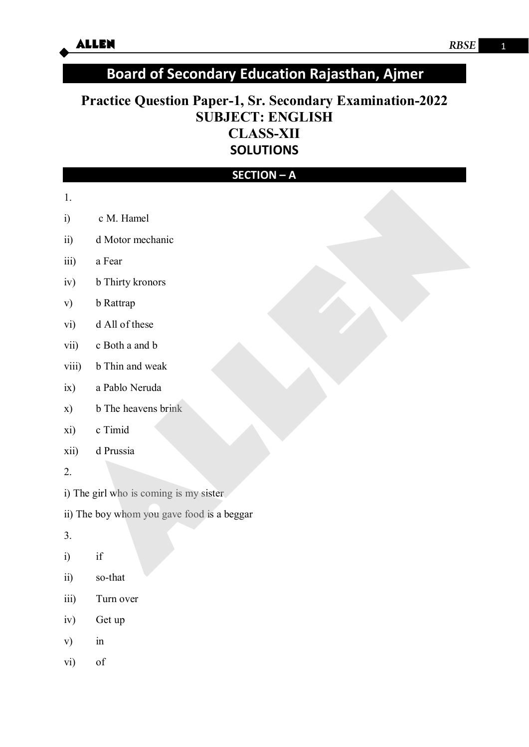# Board of Secondary Education Rajasthan, Ajmer

## Practice Question Paper-1, Sr. Secondary Examination-2022
## SUBJECT: ENGLISH
## CLASS-XII
## SOLUTIONS

### SECTION – A

1.

i) c M. Hamel

ii) d Motor mechanic

iii) a Fear

iv) b Thirty kronors

v) b Rattrap

vi) d All of these

vii) c Both a and b

viii) b Thin and weak

ix) a Pablo Neruda

x) b The heavens brink

xi) c Timid

xii) d Prussia

2.

i) The girl who is coming is my sister

ii) The boy whom you gave food is a beggar

3.

i) if

ii) so-that

iii) Turn over

iv) Get up

v) in

vi) of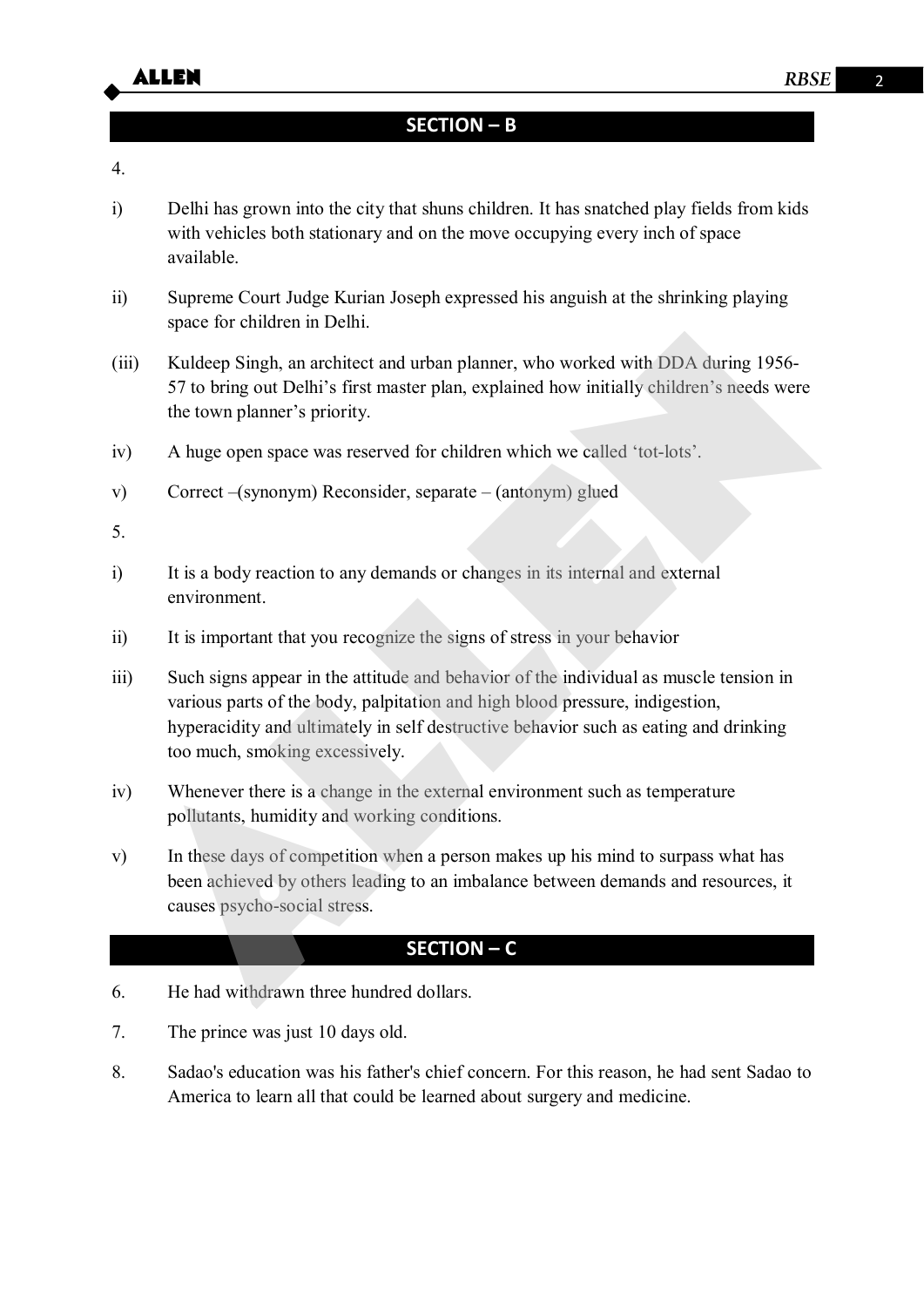## SECTION – B

4.

i) Delhi has grown into the city that shuns children. It has snatched play fields from kids with vehicles both stationary and on the move occupying every inch of space available.

ii) Supreme Court Judge Kurian Joseph expressed his anguish at the shrinking playing space for children in Delhi.

(iii) Kuldeep Singh, an architect and urban planner, who worked with DDA during 1956-57 to bring out Delhi's first master plan, explained how initially children's needs were the town planner's priority.

iv) A huge open space was reserved for children which we called 'tot-lots'.

v) Correct –(synonym) Reconsider, separate – (antonym) glued

5.

i) It is a body reaction to any demands or changes in its internal and external environment.

ii) It is important that you recognize the signs of stress in your behavior

iii) Such signs appear in the attitude and behavior of the individual as muscle tension in various parts of the body, palpitation and high blood pressure, indigestion, hyperacidity and ultimately in self destructive behavior such as eating and drinking too much, smoking excessively.

iv) Whenever there is a change in the external environment such as temperature pollutants, humidity and working conditions.

v) In these days of competition when a person makes up his mind to surpass what has been achieved by others leading to an imbalance between demands and resources, it causes psycho-social stress.

## SECTION – C

6. He had withdrawn three hundred dollars.

7. The prince was just 10 days old.

8. Sadao's education was his father's chief concern. For this reason, he had sent Sadao to America to learn all that could be learned about surgery and medicine.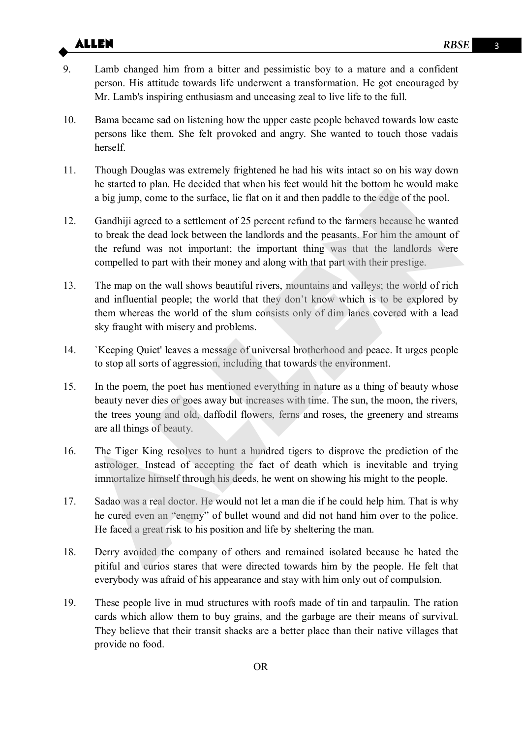9. Lamb changed him from a bitter and pessimistic boy to a mature and a confident person. His attitude towards life underwent a transformation. He got encouraged by Mr. Lamb's inspiring enthusiasm and unceasing zeal to live life to the full.

10. Bama became sad on listening how the upper caste people behaved towards low caste persons like them. She felt provoked and angry. She wanted to touch those vadais herself.

11. Though Douglas was extremely frightened he had his wits intact so on his way down he started to plan. He decided that when his feet would hit the bottom he would make a big jump, come to the surface, lie flat on it and then paddle to the edge of the pool.

12. Gandhiji agreed to a settlement of 25 percent refund to the farmers because he wanted to break the dead lock between the landlords and the peasants. For him the amount of the refund was not important; the important thing was that the landlords were compelled to part with their money and along with that part with their prestige.

13. The map on the wall shows beautiful rivers, mountains and valleys; the world of rich and influential people; the world that they don't know which is to be explored by them whereas the world of the slum consists only of dim lanes covered with a lead sky fraught with misery and problems.

14. `Keeping Quiet' leaves a message of universal brotherhood and peace. It urges people to stop all sorts of aggression, including that towards the environment.

15. In the poem, the poet has mentioned everything in nature as a thing of beauty whose beauty never dies or goes away but increases with time. The sun, the moon, the rivers, the trees young and old, daffodil flowers, ferns and roses, the greenery and streams are all things of beauty.

16. The Tiger King resolves to hunt a hundred tigers to disprove the prediction of the astrologer. Instead of accepting the fact of death which is inevitable and trying immortalize himself through his deeds, he went on showing his might to the people.

17. Sadao was a real doctor. He would not let a man die if he could help him. That is why he cured even an "enemy" of bullet wound and did not hand him over to the police. He faced a great risk to his position and life by sheltering the man.

18. Derry avoided the company of others and remained isolated because he hated the pitiful and curios stares that were directed towards him by the people. He felt that everybody was afraid of his appearance and stay with him only out of compulsion.

19. These people live in mud structures with roofs made of tin and tarpaulin. The ration cards which allow them to buy grains, and the garbage are their means of survival. They believe that their transit shacks are a better place than their native villages that provide no food.

OR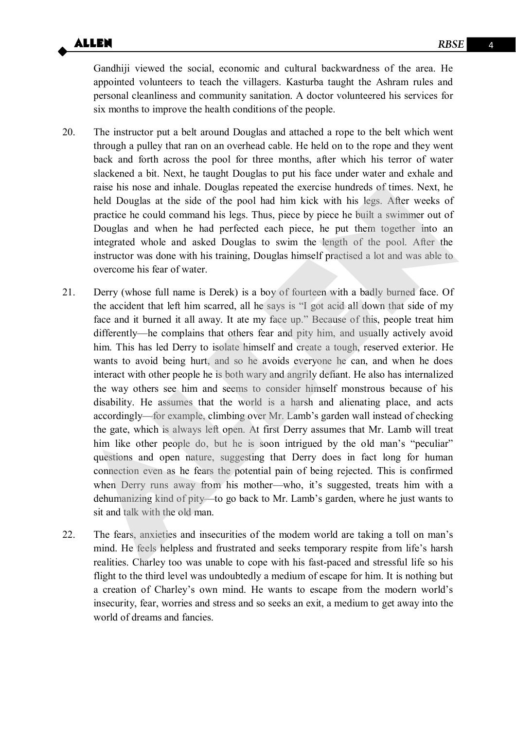Gandhiji viewed the social, economic and cultural backwardness of the area. He appointed volunteers to teach the villagers. Kasturba taught the Ashram rules and personal cleanliness and community sanitation. A doctor volunteered his services for six months to improve the health conditions of the people.

20. The instructor put a belt around Douglas and attached a rope to the belt which went through a pulley that ran on an overhead cable. He held on to the rope and they went back and forth across the pool for three months, after which his terror of water slackened a bit. Next, he taught Douglas to put his face under water and exhale and raise his nose and inhale. Douglas repeated the exercise hundreds of times. Next, he held Douglas at the side of the pool had him kick with his legs. After weeks of practice he could command his legs. Thus, piece by piece he built a swimmer out of Douglas and when he had perfected each piece, he put them together into an integrated whole and asked Douglas to swim the length of the pool. After the instructor was done with his training, Douglas himself practised a lot and was able to overcome his fear of water.

21. Derry (whose full name is Derek) is a boy of fourteen with a badly burned face. Of the accident that left him scarred, all he says is "I got acid all down that side of my face and it burned it all away. It ate my face up." Because of this, people treat him differently—he complains that others fear and pity him, and usually actively avoid him. This has led Derry to isolate himself and create a tough, reserved exterior. He wants to avoid being hurt, and so he avoids everyone he can, and when he does interact with other people he is both wary and angrily defiant. He also has internalized the way others see him and seems to consider himself monstrous because of his disability. He assumes that the world is a harsh and alienating place, and acts accordingly—for example, climbing over Mr. Lamb's garden wall instead of checking the gate, which is always left open. At first Derry assumes that Mr. Lamb will treat him like other people do, but he is soon intrigued by the old man's "peculiar" questions and open nature, suggesting that Derry does in fact long for human connection even as he fears the potential pain of being rejected. This is confirmed when Derry runs away from his mother—who, it's suggested, treats him with a dehumanizing kind of pity—to go back to Mr. Lamb's garden, where he just wants to sit and talk with the old man.

22. The fears, anxieties and insecurities of the modem world are taking a toll on man's mind. He feels helpless and frustrated and seeks temporary respite from life's harsh realities. Charley too was unable to cope with his fast-paced and stressful life so his flight to the third level was undoubtedly a medium of escape for him. It is nothing but a creation of Charley's own mind. He wants to escape from the modern world's insecurity, fear, worries and stress and so seeks an exit, a medium to get away into the world of dreams and fancies.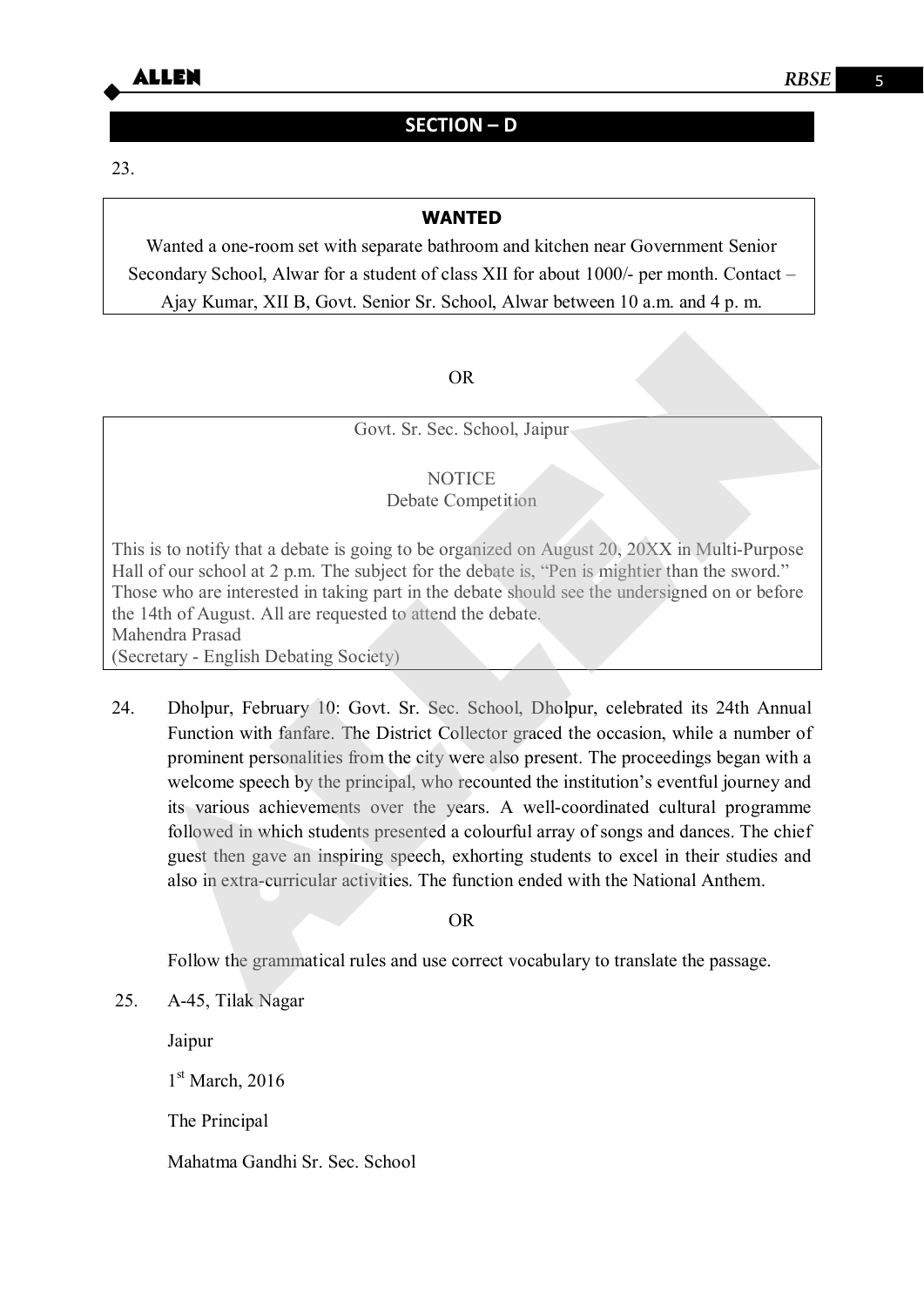## SECTION – D

23.

**WANTED**

Wanted a one-room set with separate bathroom and kitchen near Government Senior Secondary School, Alwar for a student of class XII for about 1000/- per month. Contact – Ajay Kumar, XII B, Govt. Senior Sr. School, Alwar between 10 a.m. and 4 p. m.

OR

Govt. Sr. Sec. School, Jaipur

NOTICE

Debate Competition

This is to notify that a debate is going to be organized on August 20, 20XX in Multi-Purpose Hall of our school at 2 p.m. The subject for the debate is, "Pen is mightier than the sword." Those who are interested in taking part in the debate should see the undersigned on or before the 14th of August. All are requested to attend the debate.
Mahendra Prasad
(Secretary - English Debating Society)

24. Dholpur, February 10: Govt. Sr. Sec. School, Dholpur, celebrated its 24th Annual Function with fanfare. The District Collector graced the occasion, while a number of prominent personalities from the city were also present. The proceedings began with a welcome speech by the principal, who recounted the institution's eventful journey and its various achievements over the years. A well-coordinated cultural programme followed in which students presented a colourful array of songs and dances. The chief guest then gave an inspiring speech, exhorting students to excel in their studies and also in extra-curricular activities. The function ended with the National Anthem.

OR

Follow the grammatical rules and use correct vocabulary to translate the passage.

25. A-45, Tilak Nagar

Jaipur

1st March, 2016

The Principal

Mahatma Gandhi Sr. Sec. School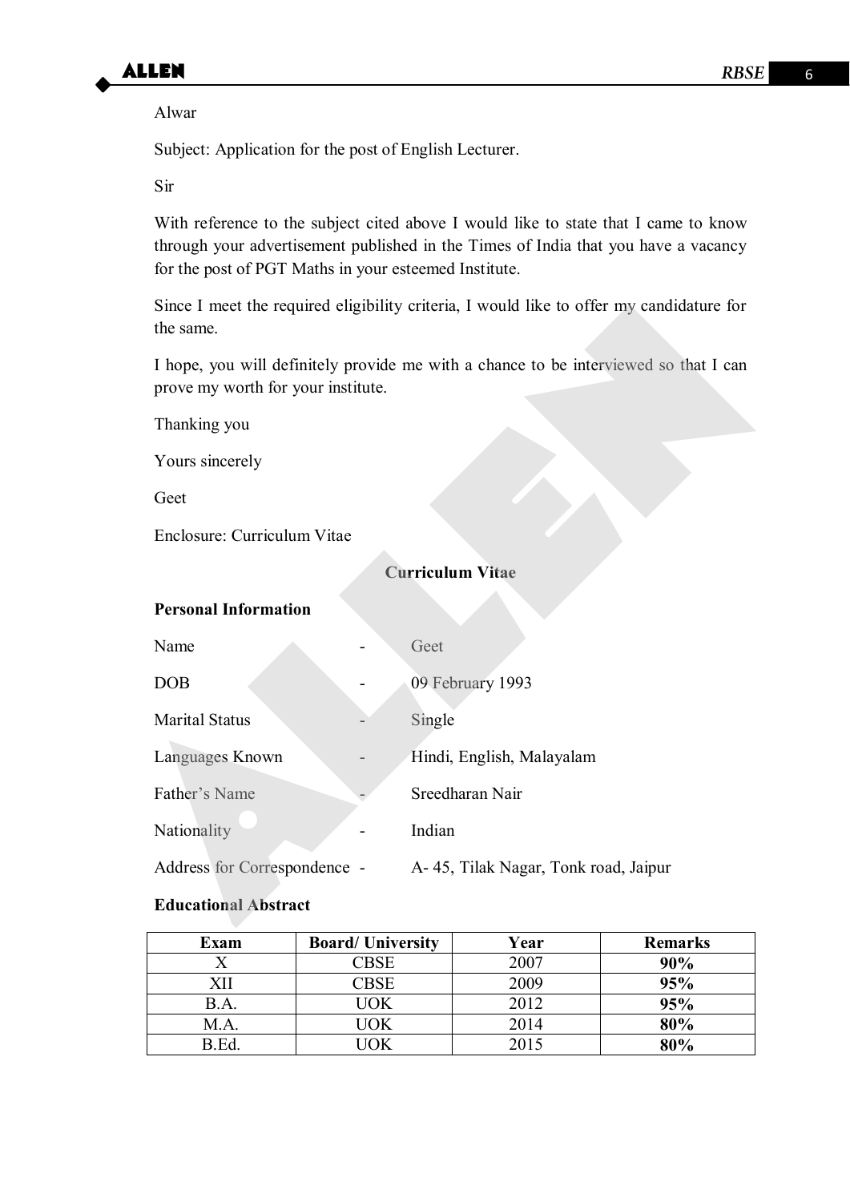Alwar

Subject: Application for the post of English Lecturer.

Sir

With reference to the subject cited above I would like to state that I came to know through your advertisement published in the Times of India that you have a vacancy for the post of PGT Maths in your esteemed Institute.

Since I meet the required eligibility criteria, I would like to offer my candidature for the same.

I hope, you will definitely provide me with a chance to be interviewed so that I can prove my worth for your institute.

Thanking you

Yours sincerely

Geet

Enclosure: Curriculum Vitae

**Curriculum Vitae**

**Personal Information**

Name - Geet

DOB - 09 February 1993

Marital Status - Single

Languages Known - Hindi, English, Malayalam

Father's Name - Sreedharan Nair

Nationality - Indian

Address for Correspondence - A- 45, Tilak Nagar, Tonk road, Jaipur

**Educational Abstract**

| Exam | Board/ University | Year | Remarks |
|---|---|---|---|
| X | CBSE | 2007 | **90%** |
| XII | CBSE | 2009 | **95%** |
| B.A. | UOK | 2012 | **95%** |
| M.A. | UOK | 2014 | **80%** |
| B.Ed. | UOK | 2015 | **80%** |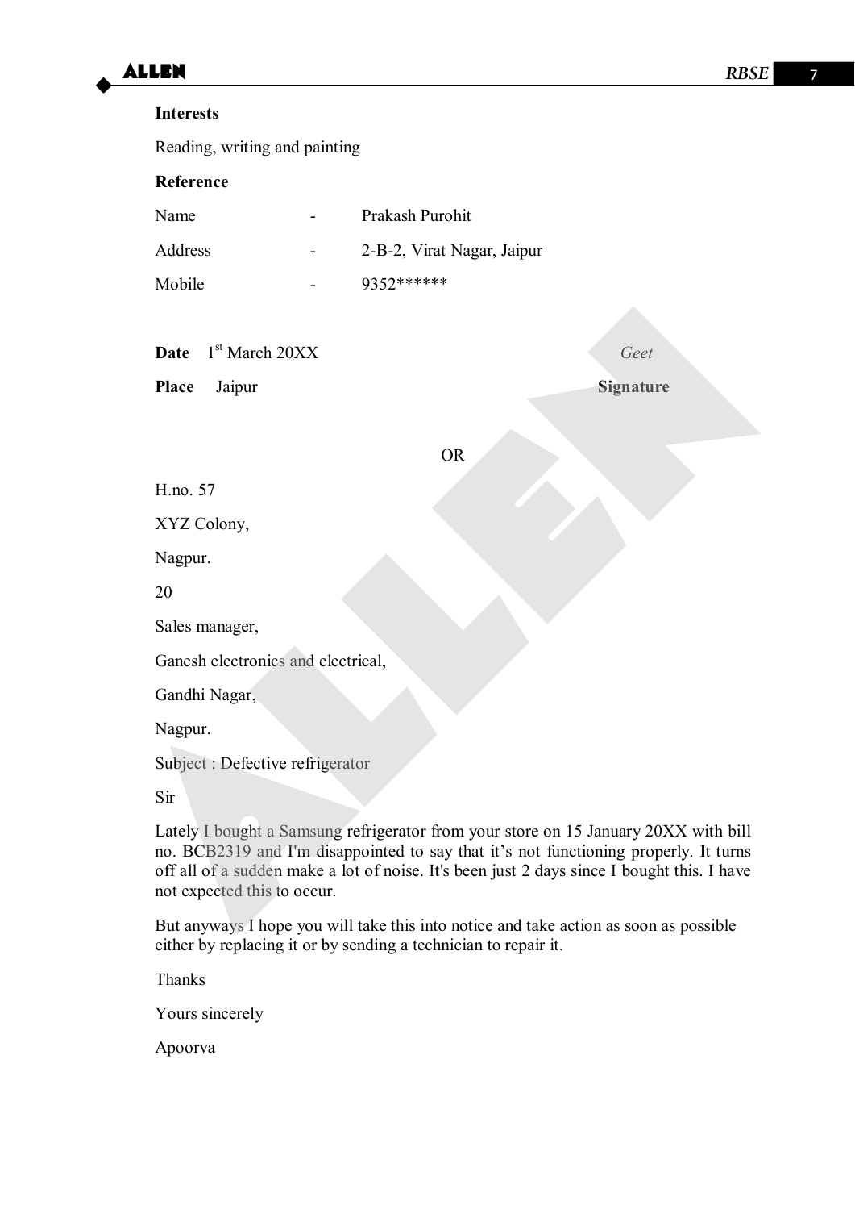**Interests**

Reading, writing and painting

**Reference**

| | | |
|---|---|---|
| Name | - | Prakash Purohit |
| Address | - | 2-B-2, Virat Nagar, Jaipur |
| Mobile | - | 9352****** |

**Date** 1st March 20XX *Geet*

**Place** Jaipur **Signature**

OR

H.no. 57

XYZ Colony,

Nagpur.

20

Sales manager,

Ganesh electronics and electrical,

Gandhi Nagar,

Nagpur.

Subject : Defective refrigerator

Sir

Lately I bought a Samsung refrigerator from your store on 15 January 20XX with bill no. BCB2319 and I'm disappointed to say that it's not functioning properly. It turns off all of a sudden make a lot of noise. It's been just 2 days since I bought this. I have not expected this to occur.

But anyways I hope you will take this into notice and take action as soon as possible either by replacing it or by sending a technician to repair it.

Thanks

Yours sincerely

Apoorva